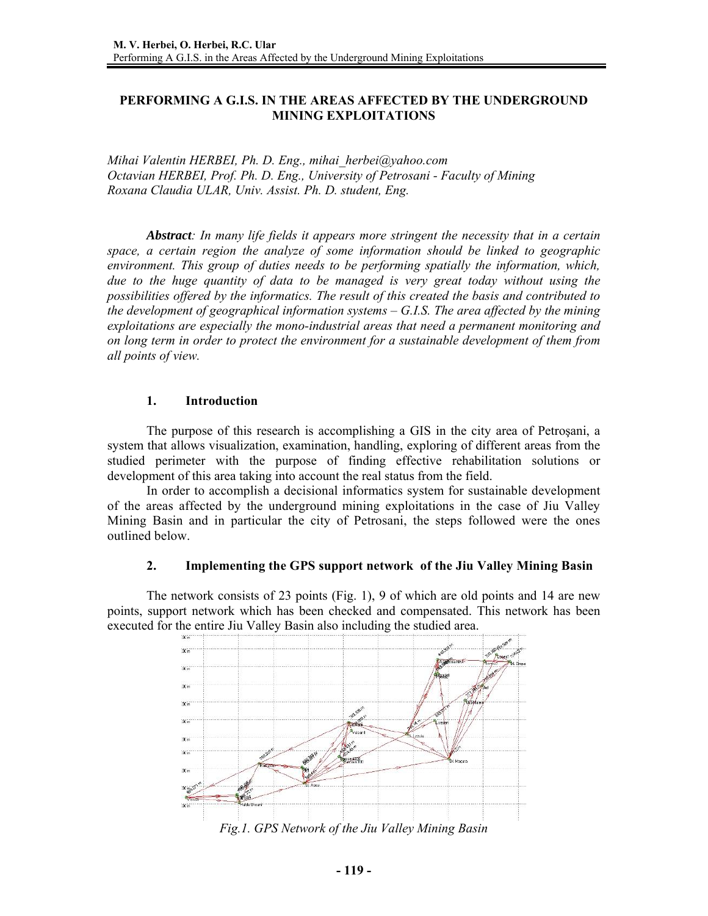# PERFORMING A G.I.S. IN THE AREAS AFFECTED BY THE UNDERGROUND MINING EXPLOITATIONS

*Mihai Valentin HERBEI, Ph. D. Eng., mihai_herbei@yahoo.com*
*Octavian HERBEI, Prof. Ph. D. Eng., University of Petrosani - Faculty of Mining*
*Roxana Claudia ULAR, Univ. Assist. Ph. D. student, Eng.*

***Abstract**: In many life fields it appears more stringent the necessity that in a certain space, a certain region the analyze of some information should be linked to geographic environment. This group of duties needs to be performing spatially the information, which, due to the huge quantity of data to be managed is very great today without using the possibilities offered by the informatics. The result of this created the basis and contributed to the development of geographical information systems – G.I.S. The area affected by the mining exploitations are especially the mono-industrial areas that need a permanent monitoring and on long term in order to protect the environment for a sustainable development of them from all points of view.*

## 1. Introduction

The purpose of this research is accomplishing a GIS in the city area of Petroşani, a system that allows visualization, examination, handling, exploring of different areas from the studied perimeter with the purpose of finding effective rehabilitation solutions or development of this area taking into account the real status from the field.

In order to accomplish a decisional informatics system for sustainable development of the areas affected by the underground mining exploitations in the case of Jiu Valley Mining Basin and in particular the city of Petrosani, the steps followed were the ones outlined below.

## 2. Implementing the GPS support network of the Jiu Valley Mining Basin

The network consists of 23 points (Fig. 1), 9 of which are old points and 14 are new points, support network which has been checked and compensated. This network has been executed for the entire Jiu Valley Basin also including the studied area.

*Fig.1. GPS Network of the Jiu Valley Mining Basin*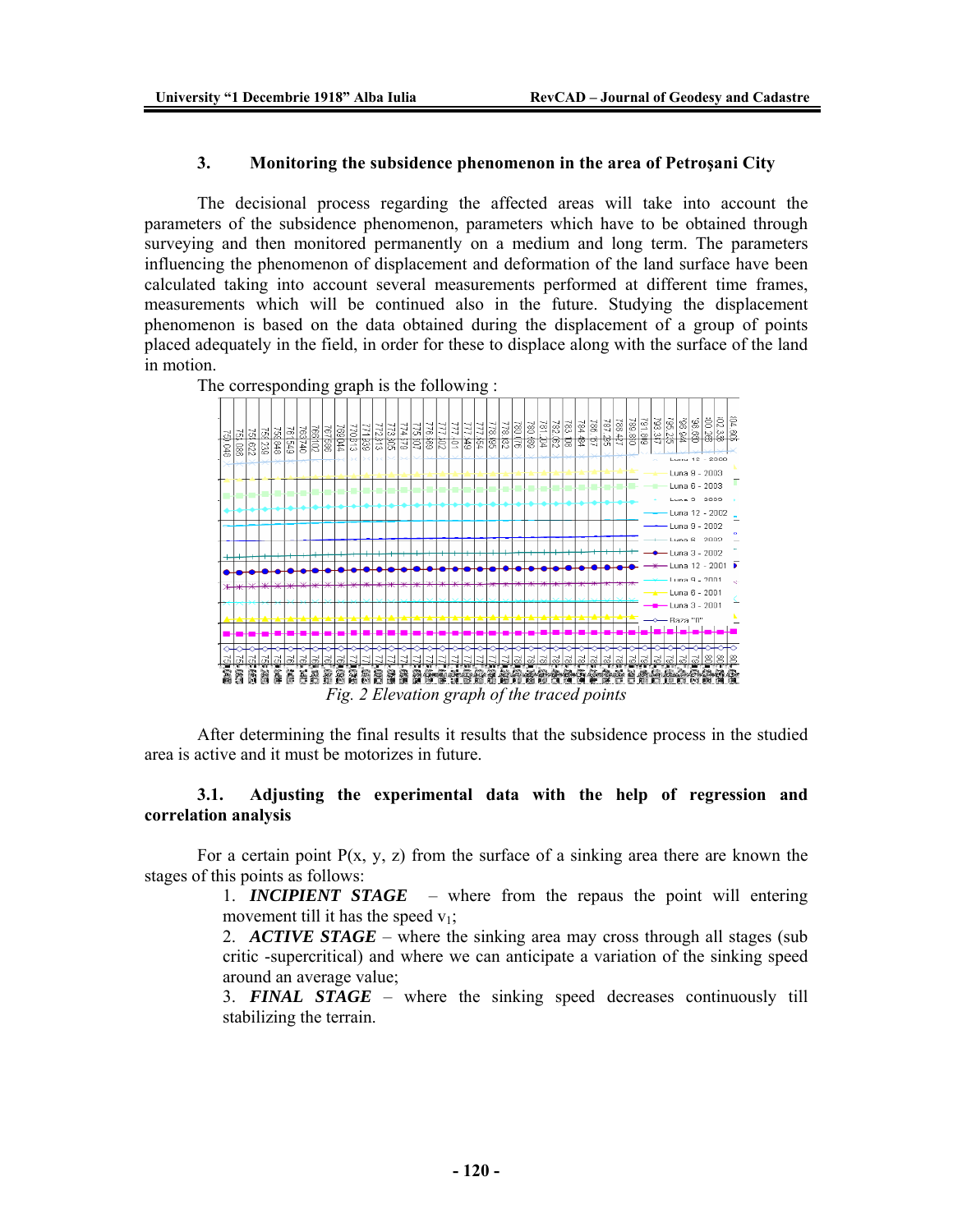### 3. Monitoring the subsidence phenomenon in the area of Petroşani City

The decisional process regarding the affected areas will take into account the parameters of the subsidence phenomenon, parameters which have to be obtained through surveying and then monitored permanently on a medium and long term. The parameters influencing the phenomenon of displacement and deformation of the land surface have been calculated taking into account several measurements performed at different time frames, measurements which will be continued also in the future. Studying the displacement phenomenon is based on the data obtained during the displacement of a group of points placed adequately in the field, in order for these to displace along with the surface of the land in motion.

The corresponding graph is the following :

*Fig. 2 Elevation graph of the traced points*

After determining the final results it results that the subsidence process in the studied area is active and it must be motorizes in future.

#### 3.1. Adjusting the experimental data with the help of regression and correlation analysis

For a certain point P(x, y, z) from the surface of a sinking area there are known the stages of this points as follows:

1. ***INCIPIENT STAGE*** – where from the repaus the point will entering movement till it has the speed $v_1$;
2. ***ACTIVE STAGE*** – where the sinking area may cross through all stages (sub critic -supercritical) and where we can anticipate a variation of the sinking speed around an average value;
3. ***FINAL STAGE*** – where the sinking speed decreases continuously till stabilizing the terrain.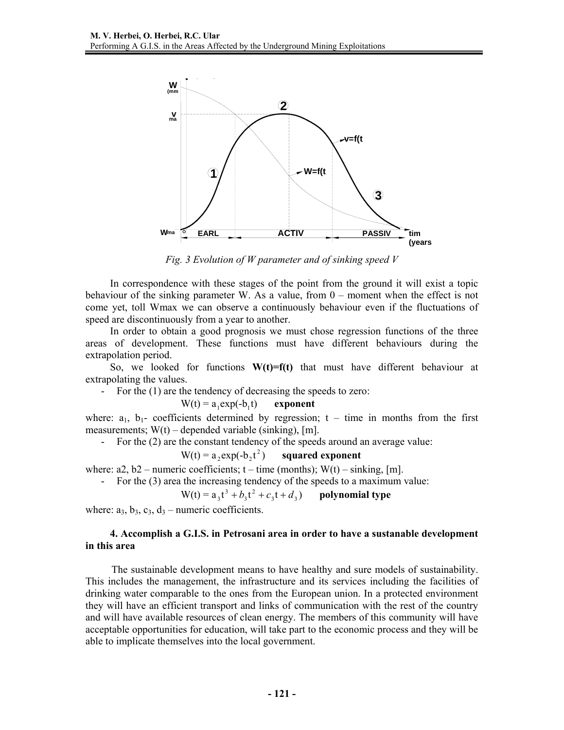*Fig. 3 Evolution of W parameter and of sinking speed V*

In correspondence with these stages of the point from the ground it will exist a topic behaviour of the sinking parameter W. As a value, from 0 – moment when the effect is not come yet, toll Wmax we can observe a continuously behaviour even if the fluctuations of speed are discontinuously from a year to another.

In order to obtain a good prognosis we must chose regression functions of the three areas of development. These functions must have different behaviours during the extrapolation period.

So, we looked for functions **W(t)=f(t)** that must have different behaviour at extrapolating the values.

- For the (1) are the tendency of decreasing the speeds to zero:

$$W(t) = a_1 \exp(-b_1 t) \qquad \textbf{exponent}$$

where: $a_1$, $b_1$- coefficients determined by regression; t – time in months from the first measurements; W(t) – depended variable (sinking), [m].

- For the (2) are the constant tendency of the speeds around an average value:

$$W(t) = a_2 \exp(-b_2 t^2) \qquad \textbf{squared exponent}$$

where: a2, b2 – numeric coefficients; t – time (months); W(t) – sinking, [m].

- For the (3) area the increasing tendency of the speeds to a maximum value:

$$W(t) = a_3 t^3 + b_3 t^2 + c_3 t + d_3) \qquad \textbf{polynomial type}$$

where: $a_3$, $b_3$, $c_3$, $d_3$ – numeric coefficients.

### 4. Accomplish a G.I.S. in Petrosani area in order to have a sustanable development in this area

The sustainable development means to have healthy and sure models of sustainability. This includes the management, the infrastructure and its services including the facilities of drinking water comparable to the ones from the European union. In a protected environment they will have an efficient transport and links of communication with the rest of the country and will have available resources of clean energy. The members of this community will have acceptable opportunities for education, will take part to the economic process and they will be able to implicate themselves into the local government.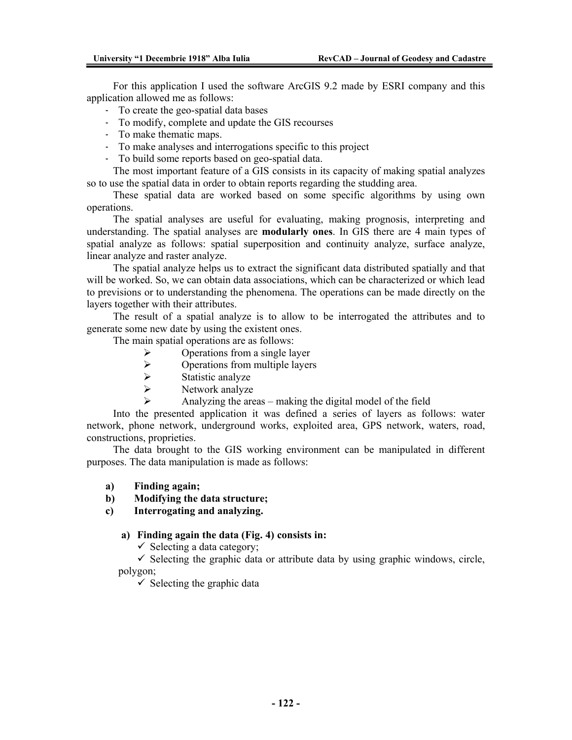For this application I used the software ArcGIS 9.2 made by ESRI company and this application allowed me as follows:

- To create the geo-spatial data bases
- To modify, complete and update the GIS recourses
- To make thematic maps.
- To make analyses and interrogations specific to this project
- To build some reports based on geo-spatial data.

The most important feature of a GIS consists in its capacity of making spatial analyzes so to use the spatial data in order to obtain reports regarding the studding area.

These spatial data are worked based on some specific algorithms by using own operations.

The spatial analyses are useful for evaluating, making prognosis, interpreting and understanding. The spatial analyses are **modularly ones**. In GIS there are 4 main types of spatial analyze as follows: spatial superposition and continuity analyze, surface analyze, linear analyze and raster analyze.

The spatial analyze helps us to extract the significant data distributed spatially and that will be worked. So, we can obtain data associations, which can be characterized or which lead to previsions or to understanding the phenomena. The operations can be made directly on the layers together with their attributes.

The result of a spatial analyze is to allow to be interrogated the attributes and to generate some new date by using the existent ones.

The main spatial operations are as follows:

- Operations from a single layer
- Operations from multiple layers
- Statistic analyze
- Network analyze
- Analyzing the areas – making the digital model of the field

Into the presented application it was defined a series of layers as follows: water network, phone network, underground works, exploited area, GPS network, waters, road, constructions, proprieties.

The data brought to the GIS working environment can be manipulated in different purposes. The data manipulation is made as follows:

**a) Finding again;**
**b) Modifying the data structure;**
**c) Interrogating and analyzing.**

**a) Finding again the data (Fig. 4) consists in:**

- ✓ Selecting a data category;
- ✓ Selecting the graphic data or attribute data by using graphic windows, circle, polygon;
- ✓ Selecting the graphic data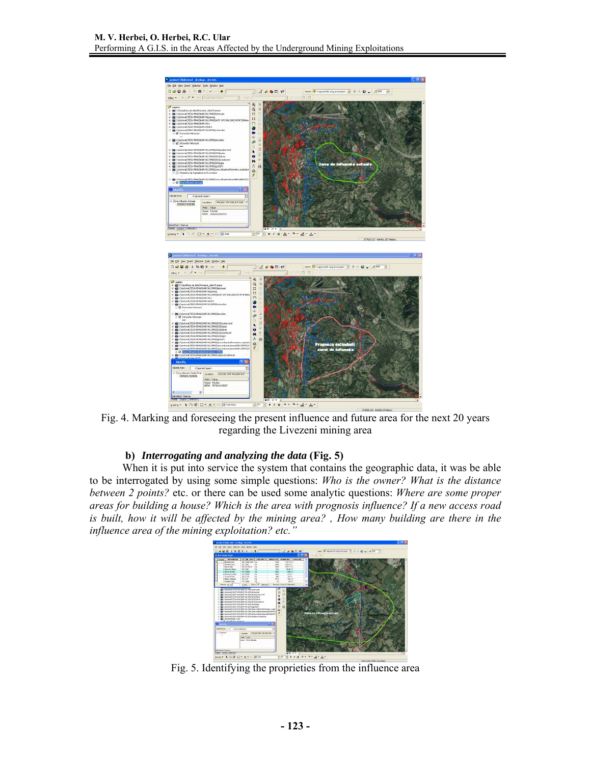Fig. 4. Marking and foreseeing the present influence and future area for the next 20 years regarding the Livezeni mining area

**b)** ***Interrogating and analyzing the data*** **(Fig. 5)**

When it is put into service the system that contains the geographic data, it was be able to be interrogated by using some simple questions: *Who is the owner? What is the distance between 2 points?* etc. or there can be used some analytic questions: *Where are some proper areas for building a house? Which is the area with prognosis influence? If a new access road is built, how it will be affected by the mining area? , How many building are there in the influence area of the mining exploitation? etc."*

Fig. 5. Identifying the proprieties from the influence area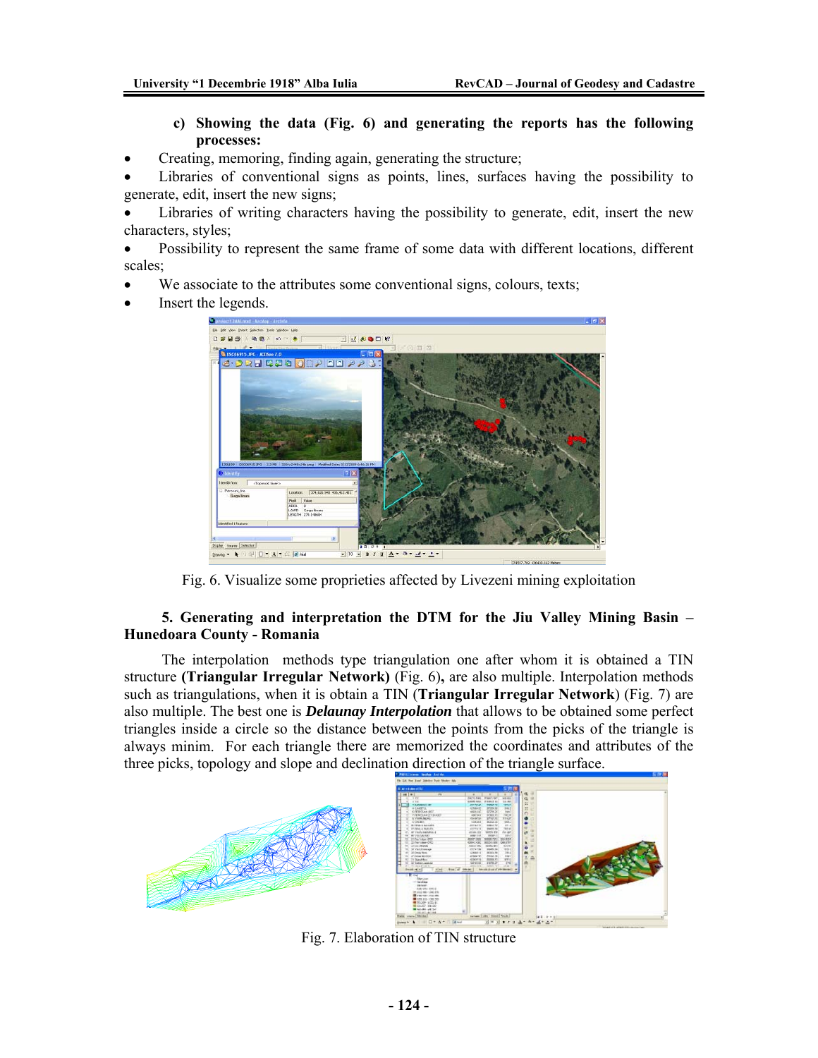**c) Showing the data (Fig. 6) and generating the reports has the following processes:**

- Creating, memoring, finding again, generating the structure;
- Libraries of conventional signs as points, lines, surfaces having the possibility to generate, edit, insert the new signs;
- Libraries of writing characters having the possibility to generate, edit, insert the new characters, styles;
- Possibility to represent the same frame of some data with different locations, different scales;
- We associate to the attributes some conventional signs, colours, texts;
- Insert the legends.

Fig. 6. Visualize some proprieties affected by Livezeni mining exploitation

## 5. Generating and interpretation the DTM for the Jiu Valley Mining Basin – Hunedoara County - Romania

The interpolation methods type triangulation one after whom it is obtained a TIN structure **(Triangular Irregular Network)** (Fig. 6)**,** are also multiple. Interpolation methods such as triangulations, when it is obtain a TIN (**Triangular Irregular Network**) (Fig. 7) are also multiple. The best one is ***Delaunay Interpolation*** that allows to be obtained some perfect triangles inside a circle so the distance between the points from the picks of the triangle is always minim. For each triangle there are memorized the coordinates and attributes of the three picks, topology and slope and declination direction of the triangle surface.

Fig. 7. Elaboration of TIN structure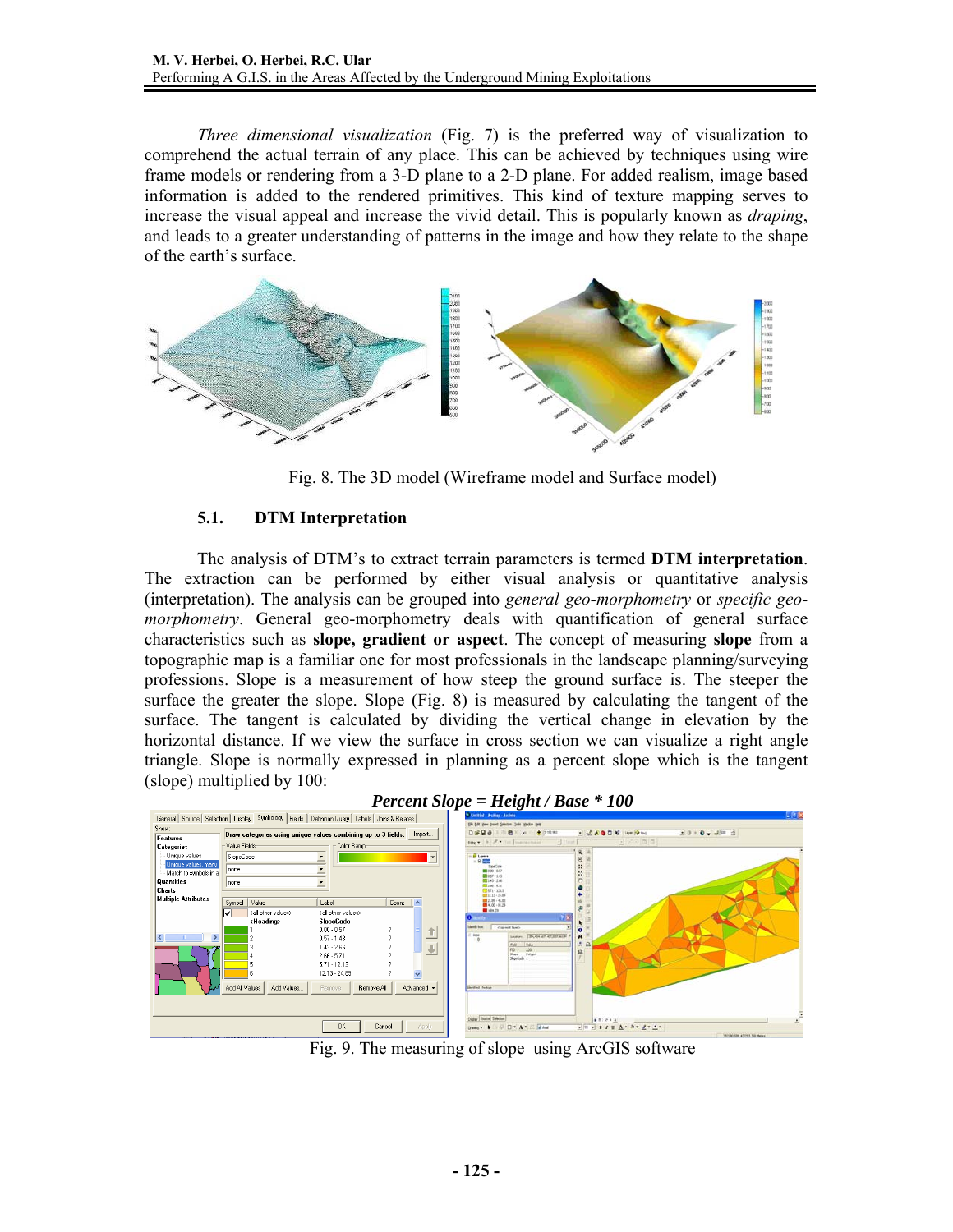*Three dimensional visualization* (Fig. 7) is the preferred way of visualization to comprehend the actual terrain of any place. This can be achieved by techniques using wire frame models or rendering from a 3-D plane to a 2-D plane. For added realism, image based information is added to the rendered primitives. This kind of texture mapping serves to increase the visual appeal and increase the vivid detail. This is popularly known as *draping*, and leads to a greater understanding of patterns in the image and how they relate to the shape of the earth's surface.

Fig. 8. The 3D model (Wireframe model and Surface model)

### 5.1. DTM Interpretation

The analysis of DTM's to extract terrain parameters is termed **DTM interpretation**. The extraction can be performed by either visual analysis or quantitative analysis (interpretation). The analysis can be grouped into *general geo-morphometry* or *specific geo-morphometry*. General geo-morphometry deals with quantification of general surface characteristics such as **slope, gradient or aspect**. The concept of measuring **slope** from a topographic map is a familiar one for most professionals in the landscape planning/surveying professions. Slope is a measurement of how steep the ground surface is. The steeper the surface the greater the slope. Slope (Fig. 8) is measured by calculating the tangent of the surface. The tangent is calculated by dividing the vertical change in elevation by the horizontal distance. If we view the surface in cross section we can visualize a right angle triangle. Slope is normally expressed in planning as a percent slope which is the tangent (slope) multiplied by 100:

***Percent Slope = Height / Base * 100***

Fig. 9. The measuring of slope using ArcGIS software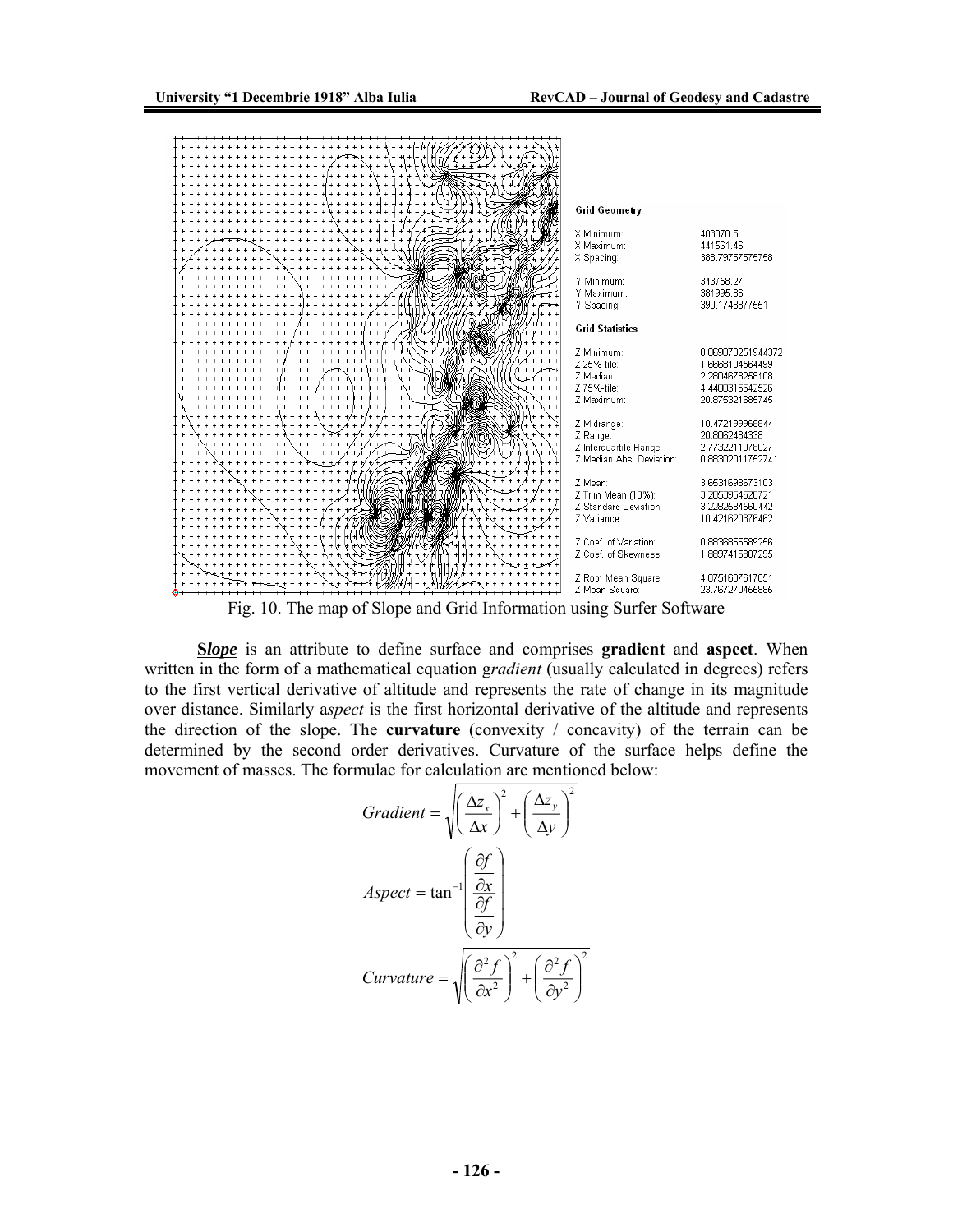| Grid Geometry | |
|---|---|
| X Minimum: | 403070.5 |
| X Maximum: | 441561.46 |
| X Spacing: | 388.79757575758 |
| Y Minimum: | 343758.27 |
| Y Maximum: | 381995.36 |
| Y Spacing: | 390.1743877551 |
| **Grid Statistics** | |
| Z Minimum: | 0.069078251944372 |
| Z 25%-tile: | 1.6668104564499 |
| Z Median: | 2.2804673268108 |
| Z 75%-tile: | 4.4400315642526 |
| Z Maximum: | 20.875321685745 |
| Z Midrange: | 10.472199968844 |
| Z Range: | 20.8062434338 |
| Z Interquartile Range: | 2.7732211078027 |
| Z Median Abs. Deviation: | 0.88302011752741 |
| Z Mean: | 3.6531698673103 |
| Z Trim Mean (10%): | 3.2853954620721 |
| Z Standard Deviation: | 3.2282534560442 |
| Z Variance: | 10.421620376462 |
| Z Coef. of Variation: | 0.88368355589256 |
| Z Coef. of Skewness: | 1.6897415007295 |
| Z Root Mean Square: | 4.8751687617851 |
| Z Mean Square: | 23.767270455886 |

Fig. 10. The map of Slope and Grid Information using Surfer Software

***Slope*** is an attribute to define surface and comprises **gradient** and **aspect**. When written in the form of a mathematical equation *gradient* (usually calculated in degrees) refers to the first vertical derivative of altitude and represents the rate of change in its magnitude over distance. Similarly *aspect* is the first horizontal derivative of the altitude and represents the direction of the slope. The **curvature** (convexity / concavity) of the terrain can be determined by the second order derivatives. Curvature of the surface helps define the movement of masses. The formulae for calculation are mentioned below:

$$Gradient = \sqrt{\left(\frac{\Delta z_x}{\Delta x}\right)^2 + \left(\frac{\Delta z_y}{\Delta y}\right)^2}$$

$$Aspect = \tan^{-1}\left(\frac{\frac{\partial f}{\partial x}}{\frac{\partial f}{\partial y}}\right)$$

$$Curvature = \sqrt{\left(\frac{\partial^2 f}{\partial x^2}\right)^2 + \left(\frac{\partial^2 f}{\partial y^2}\right)^2}$$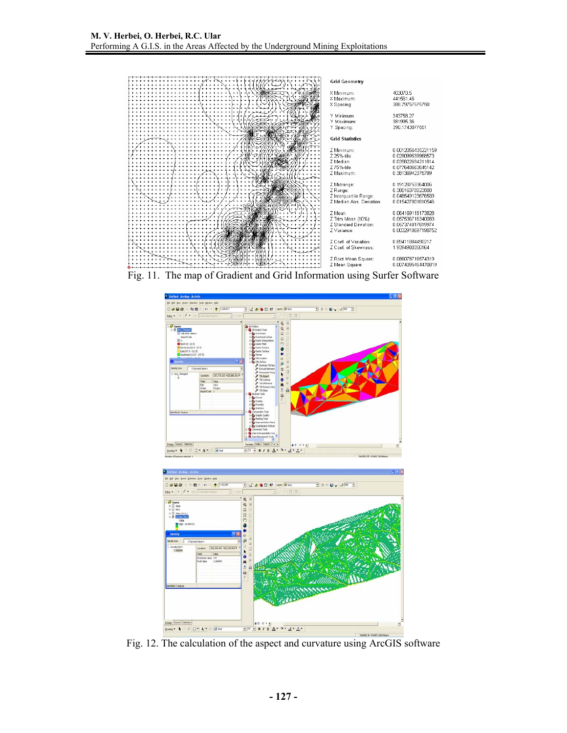Fig. 11. The map of Gradient and Grid Information using Surfer Software

Fig. 12. The calculation of the aspect and curvature using ArcGIS software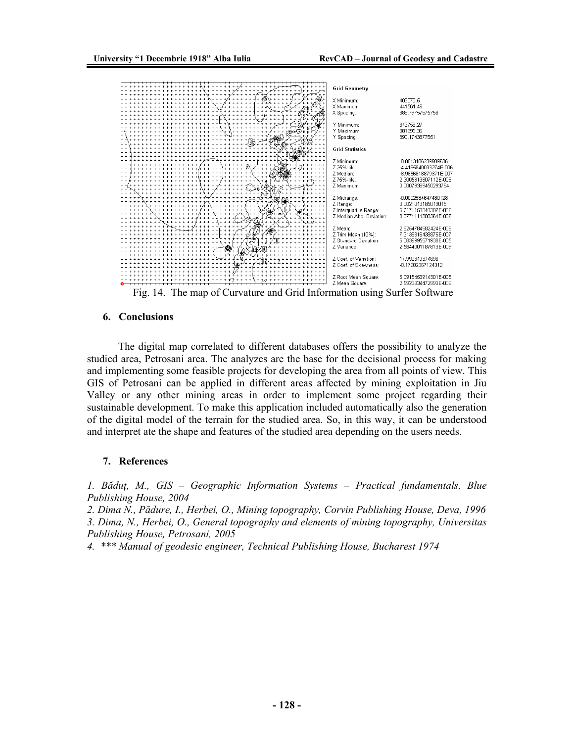Grid Geometry

X Minimum: 403070.5
X Maximum: 441561.48
X Spacing: 388.79757575758

Y Minimum: 343758.27
Y Maximum: 381995.35
Y Spacing: 390.1743877551

Grid Statistics

Z Minimum: -0.0013106239989636
Z 25%-tile: -4.4165840033274E-006
Z Median: -8.9656818679371E-007
Z 75%-tile: 2.3005313807112E-006
Z Maximum: 0.00079368450293794

Z Midrange: -0.0002584647480128
Z Range: 0.0021043185019015
Z Interquartile Range: 6.7171153840387E-006
Z Median Abs. Deviation: 3.3771111588364E-006

Z Mean: 2.8254784582424E-006
Z Trim Mean (10%): 7.3136816438875E-007
Z Standard Deviation: 5.0836995571938E-005
Z Variance: 2.5844001187813E-009

Z Coef. of Variation: 17.992349374696
Z Coef. of Skewness: -0.17282357124312

Z Root Mean Square: 5.0915453914301E-005
Z Mean Square: 2.5923834472993E-009

Fig. 14. The map of Curvature and Grid Information using Surfer Software

## 6. Conclusions

The digital map correlated to different databases offers the possibility to analyze the studied area, Petrosani area. The analyzes are the base for the decisional process for making and implementing some feasible projects for developing the area from all points of view. This GIS of Petrosani can be applied in different areas affected by mining exploitation in Jiu Valley or any other mining areas in order to implement some project regarding their sustainable development. To make this application included automatically also the generation of the digital model of the terrain for the studied area. So, in this way, it can be understood and interpret ate the shape and features of the studied area depending on the users needs.

## 7. References

*1. Băduț, M., GIS – Geographic Information Systems – Practical fundamentals, Blue Publishing House, 2004*

*2. Dima N., Pădure, I., Herbei, O., Mining topography, Corvin Publishing House, Deva, 1996*

*3. Dima, N., Herbei, O., General topography and elements of mining topography, Universitas Publishing House, Petrosani, 2005*

*4. \*\*\* Manual of geodesic engineer, Technical Publishing House, Bucharest 1974*